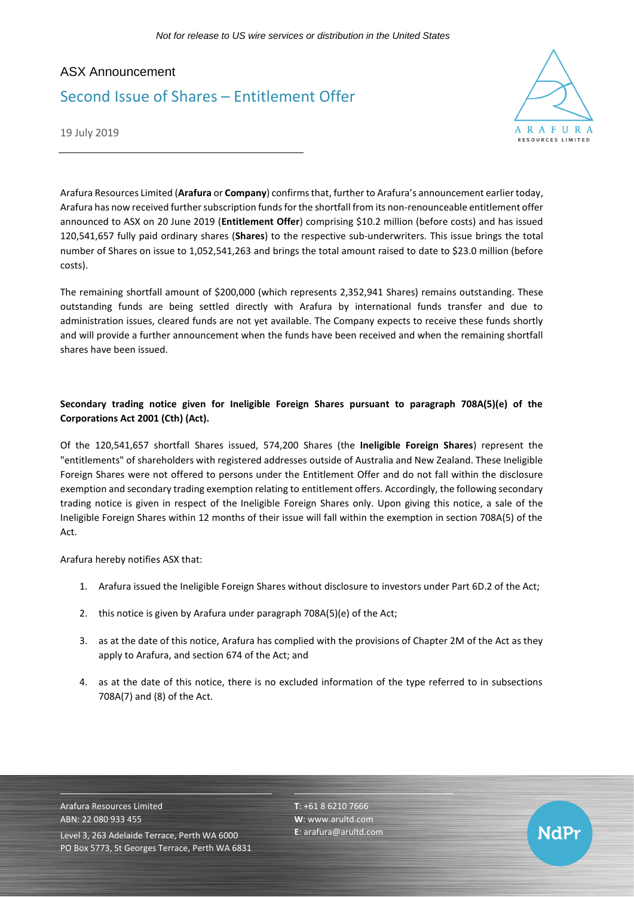*Not for release to US wire services or distribution in the United States*

ASX Announcement

# Second Issue of Shares – Entitlement Offer

19 July 2019

Arafura Resources Limited (**Arafura** or **Company**) confirms that, further to Arafura's announcement earlier today, Arafura has now received further subscription funds for the shortfall from its non-renounceable entitlement offer announced to ASX on 20 June 2019 (**Entitlement Offer**) comprising $10.2 million (before costs) and has issued 120,541,657 fully paid ordinary shares (**Shares**) to the respective sub-underwriters. This issue brings the total number of Shares on issue to 1,052,541,263 and brings the total amount raised to date to $23.0 million (before costs).

The remaining shortfall amount of $200,000 (which represents 2,352,941 Shares) remains outstanding. These outstanding funds are being settled directly with Arafura by international funds transfer and due to administration issues, cleared funds are not yet available. The Company expects to receive these funds shortly and will provide a further announcement when the funds have been received and when the remaining shortfall shares have been issued.

**Secondary trading notice given for Ineligible Foreign Shares pursuant to paragraph 708A(5)(e) of the Corporations Act 2001 (Cth) (Act).**

Of the 120,541,657 shortfall Shares issued, 574,200 Shares (the **Ineligible Foreign Shares**) represent the "entitlements" of shareholders with registered addresses outside of Australia and New Zealand. These Ineligible Foreign Shares were not offered to persons under the Entitlement Offer and do not fall within the disclosure exemption and secondary trading exemption relating to entitlement offers. Accordingly, the following secondary trading notice is given in respect of the Ineligible Foreign Shares only. Upon giving this notice, a sale of the Ineligible Foreign Shares within 12 months of their issue will fall within the exemption in section 708A(5) of the Act.

Arafura hereby notifies ASX that:

1. Arafura issued the Ineligible Foreign Shares without disclosure to investors under Part 6D.2 of the Act;
2. this notice is given by Arafura under paragraph 708A(5)(e) of the Act;
3. as at the date of this notice, Arafura has complied with the provisions of Chapter 2M of the Act as they apply to Arafura, and section 674 of the Act; and
4. as at the date of this notice, there is no excluded information of the type referred to in subsections 708A(7) and (8) of the Act.

Arafura Resources Limited
ABN: 22 080 933 455
Level 3, 263 Adelaide Terrace, Perth WA 6000
PO Box 5773, St Georges Terrace, Perth WA 6831

**T**: +61 8 6210 7666
**W**: www.arultd.com
**E**: arafura@arultd.com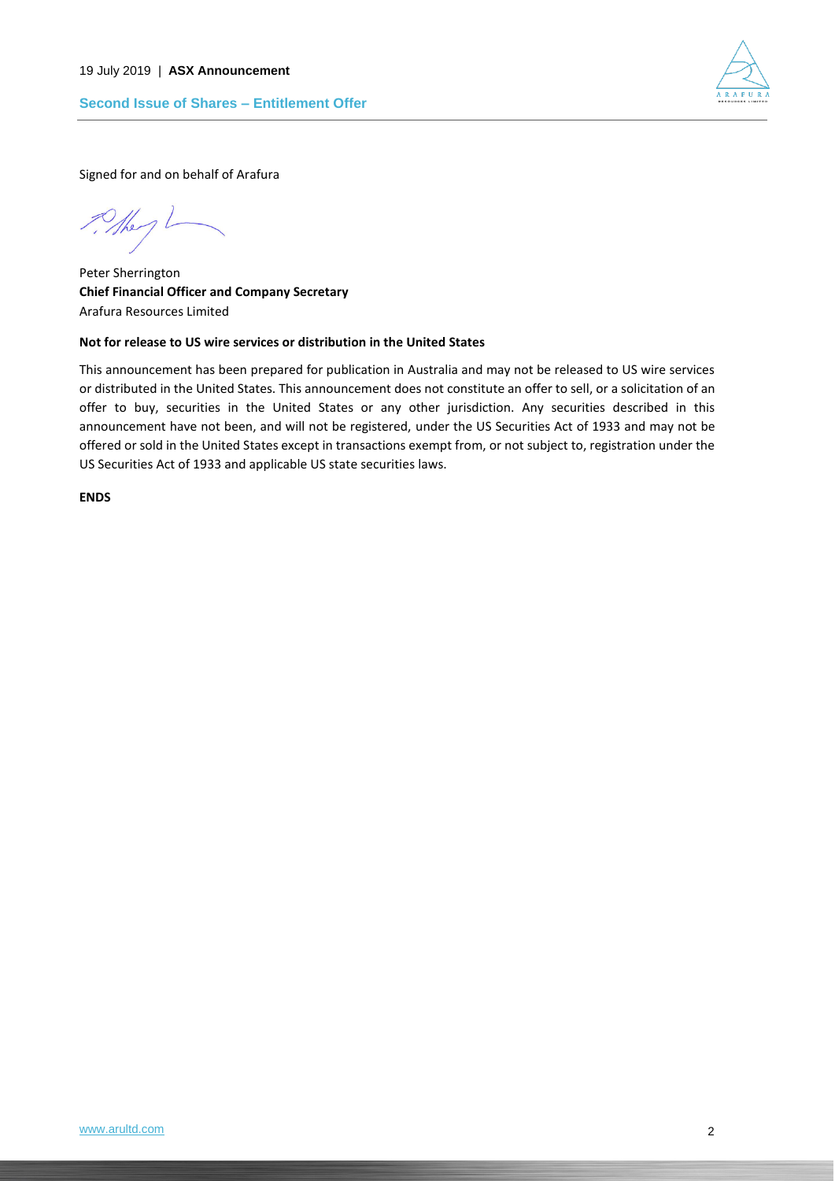Signed for and on behalf of Arafura

Peter Sherrington
**Chief Financial Officer and Company Secretary**
Arafura Resources Limited

**Not for release to US wire services or distribution in the United States**

This announcement has been prepared for publication in Australia and may not be released to US wire services or distributed in the United States. This announcement does not constitute an offer to sell, or a solicitation of an offer to buy, securities in the United States or any other jurisdiction. Any securities described in this announcement have not been, and will not be registered, under the US Securities Act of 1933 and may not be offered or sold in the United States except in transactions exempt from, or not subject to, registration under the US Securities Act of 1933 and applicable US state securities laws.

**ENDS**